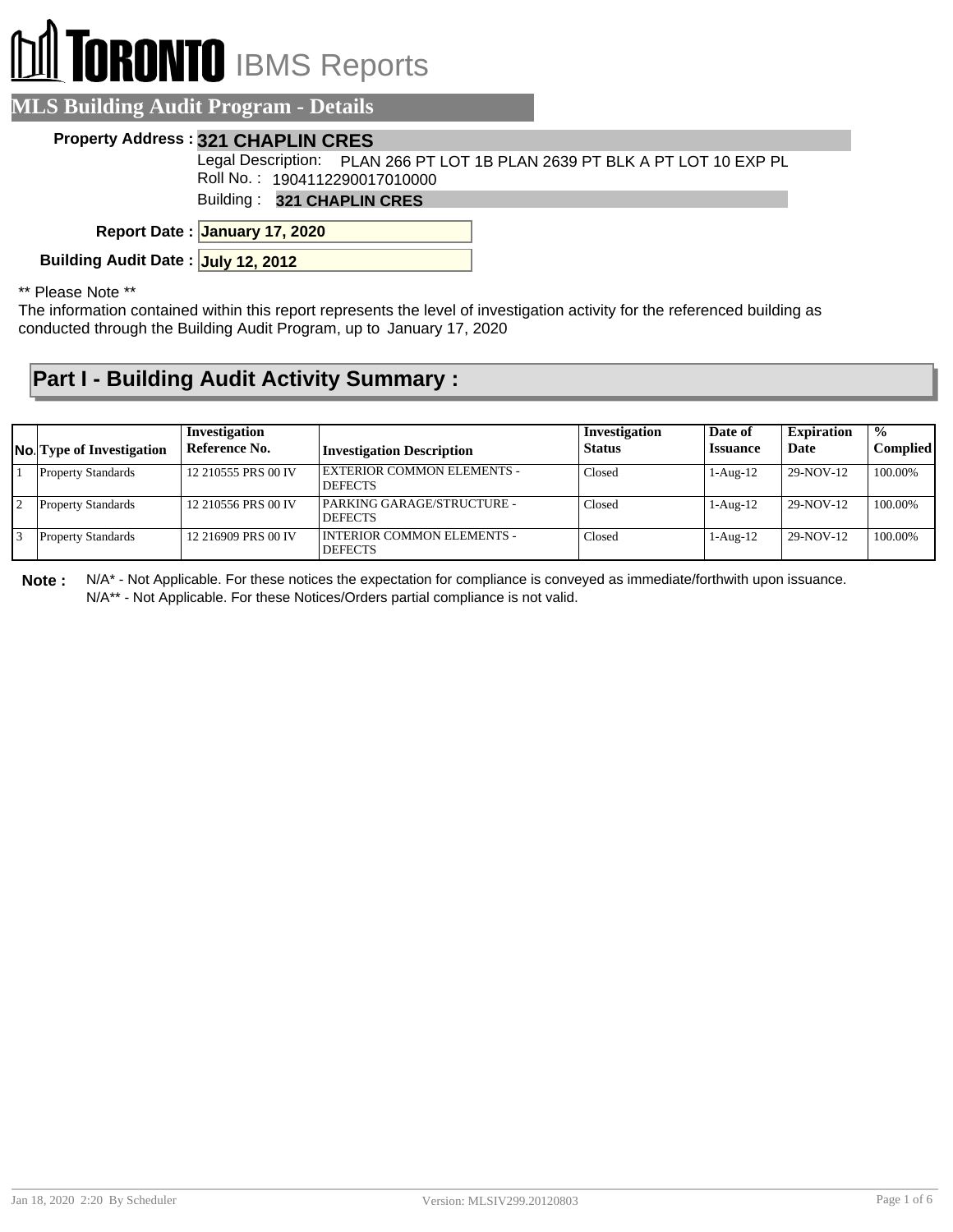# TORONTO IBMS Reports

## MLS Building Audit Program - Details

**Property Address :** **321 CHAPLIN CRES**

Legal Description: PLAN 266 PT LOT 1B PLAN 2639 PT BLK A PT LOT 10 EXP PL

Roll No. : 1904112290017010000

Building : **321 CHAPLIN CRES**

**Report Date :** **January 17, 2020**

**Building Audit Date :** **July 12, 2012**

** Please Note **

The information contained within this report represents the level of investigation activity for the referenced building as conducted through the Building Audit Program, up to January 17, 2020

## Part I - Building Audit Activity Summary :

| No. | Type of Investigation | Investigation Reference No. | Investigation Description | Investigation Status | Date of Issuance | Expiration Date | % Complied |
|---|---|---|---|---|---|---|---|
| 1 | Property Standards | 12 210555 PRS 00 IV | EXTERIOR COMMON ELEMENTS - DEFECTS | Closed | 1-Aug-12 | 29-NOV-12 | 100.00% |
| 2 | Property Standards | 12 210556 PRS 00 IV | PARKING GARAGE/STRUCTURE - DEFECTS | Closed | 1-Aug-12 | 29-NOV-12 | 100.00% |
| 3 | Property Standards | 12 216909 PRS 00 IV | INTERIOR COMMON ELEMENTS - DEFECTS | Closed | 1-Aug-12 | 29-NOV-12 | 100.00% |

**Note :** N/A* - Not Applicable. For these notices the expectation for compliance is conveyed as immediate/forthwith upon issuance.
N/A** - Not Applicable. For these Notices/Orders partial compliance is not valid.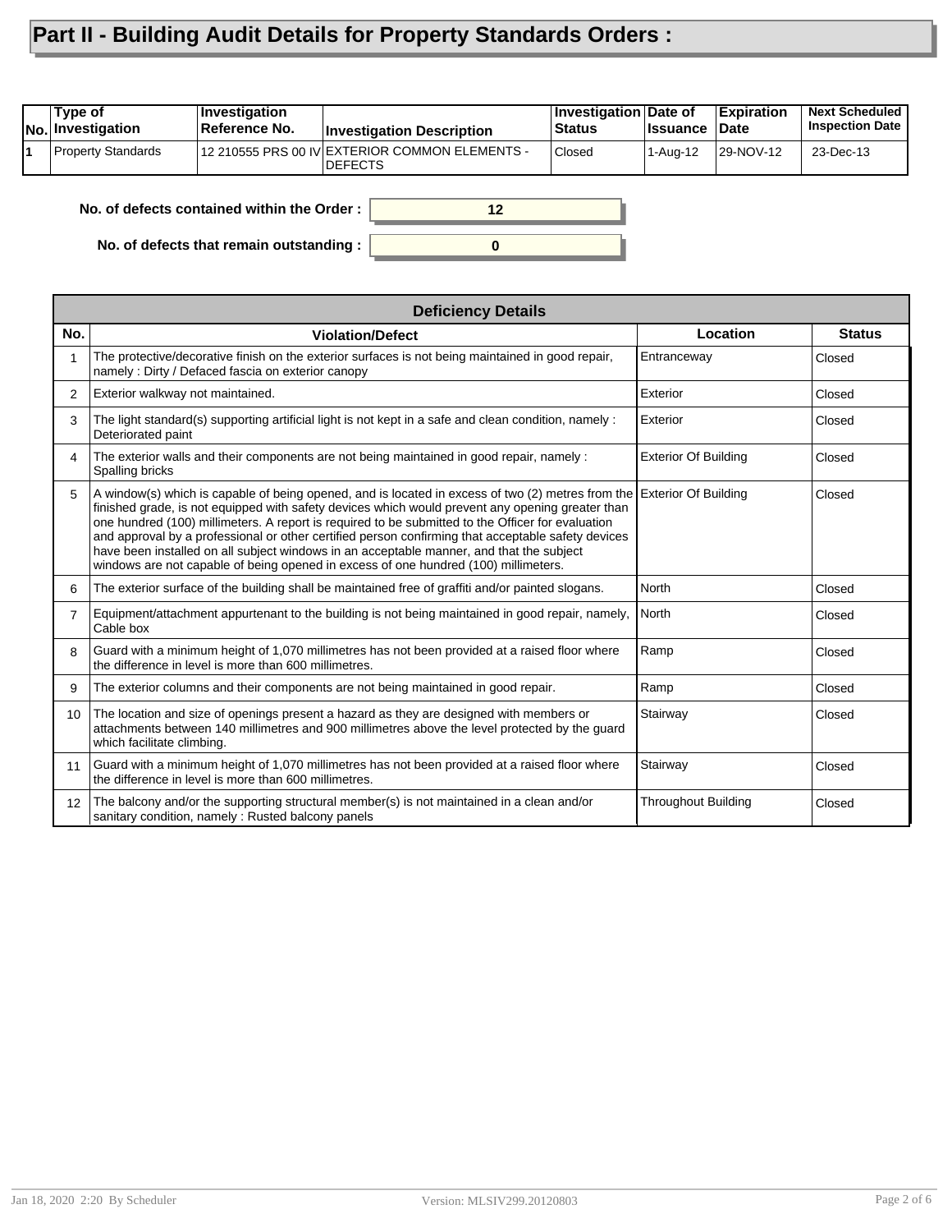# Part II - Building Audit Details for Property Standards Orders :

| No. | Type of Investigation | Investigation Reference No. | Investigation Description | Investigation Status | Date of Issuance | Expiration Date | Next Scheduled Inspection Date |
|---|---|---|---|---|---|---|---|
| 1 | Property Standards | 12 210555 PRS 00 IV | EXTERIOR COMMON ELEMENTS - DEFECTS | Closed | 1-Aug-12 | 29-NOV-12 | 23-Dec-13 |

**No. of defects contained within the Order :** 12

**No. of defects that remain outstanding :** 0

| Deficiency Details | | | |
|---|---|---|---|
| **No.** | **Violation/Defect** | **Location** | **Status** |
| 1 | The protective/decorative finish on the exterior surfaces is not being maintained in good repair, namely : Dirty / Defaced fascia on exterior canopy | Entranceway | Closed |
| 2 | Exterior walkway not maintained. | Exterior | Closed |
| 3 | The light standard(s) supporting artificial light is not kept in a safe and clean condition, namely : Deteriorated paint | Exterior | Closed |
| 4 | The exterior walls and their components are not being maintained in good repair, namely : Spalling bricks | Exterior Of Building | Closed |
| 5 | A window(s) which is capable of being opened, and is located in excess of two (2) metres from the finished grade, is not equipped with safety devices which would prevent any opening greater than one hundred (100) millimeters. A report is required to be submitted to the Officer for evaluation and approval by a professional or other certified person confirming that acceptable safety devices have been installed on all subject windows in an acceptable manner, and that the subject windows are not capable of being opened in excess of one hundred (100) millimeters. | Exterior Of Building | Closed |
| 6 | The exterior surface of the building shall be maintained free of graffiti and/or painted slogans. | North | Closed |
| 7 | Equipment/attachment appurtenant to the building is not being maintained in good repair, namely, Cable box | North | Closed |
| 8 | Guard with a minimum height of 1,070 millimetres has not been provided at a raised floor where the difference in level is more than 600 millimetres. | Ramp | Closed |
| 9 | The exterior columns and their components are not being maintained in good repair. | Ramp | Closed |
| 10 | The location and size of openings present a hazard as they are designed with members or attachments between 140 millimetres and 900 millimetres above the level protected by the guard which facilitate climbing. | Stairway | Closed |
| 11 | Guard with a minimum height of 1,070 millimetres has not been provided at a raised floor where the difference in level is more than 600 millimetres. | Stairway | Closed |
| 12 | The balcony and/or the supporting structural member(s) is not maintained in a clean and/or sanitary condition, namely : Rusted balcony panels | Throughout Building | Closed |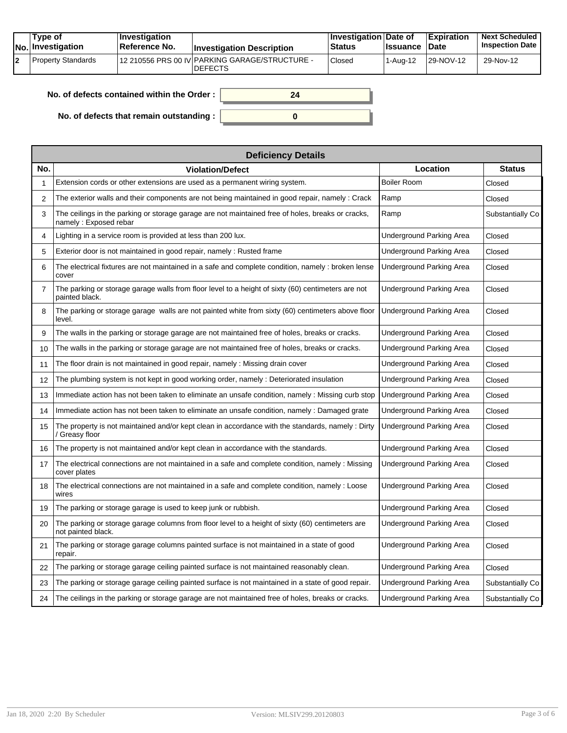| No. | Type of Investigation | Investigation Reference No. | Investigation Description | Investigation Status | Date of Issuance | Expiration Date | Next Scheduled Inspection Date |
|---|---|---|---|---|---|---|---|
| 2 | Property Standards | 12 210556 PRS 00 IV | PARKING GARAGE/STRUCTURE - DEFECTS | Closed | 1-Aug-12 | 29-NOV-12 | 29-Nov-12 |

**No. of defects contained within the Order :** 24

**No. of defects that remain outstanding :** 0

| Deficiency Details | | | |
|---|---|---|---|
| **No.** | **Violation/Defect** | **Location** | **Status** |
| 1 | Extension cords or other extensions are used as a permanent wiring system. | Boiler Room | Closed |
| 2 | The exterior walls and their components are not being maintained in good repair, namely : Crack | Ramp | Closed |
| 3 | The ceilings in the parking or storage garage are not maintained free of holes, breaks or cracks, namely : Exposed rebar | Ramp | Substantially Co |
| 4 | Lighting in a service room is provided at less than 200 lux. | Underground Parking Area | Closed |
| 5 | Exterior door is not maintained in good repair, namely : Rusted frame | Underground Parking Area | Closed |
| 6 | The electrical fixtures are not maintained in a safe and complete condition, namely : broken lense cover | Underground Parking Area | Closed |
| 7 | The parking or storage garage walls from floor level to a height of sixty (60) centimeters are not painted black. | Underground Parking Area | Closed |
| 8 | The parking or storage garage walls are not painted white from sixty (60) centimeters above floor level. | Underground Parking Area | Closed |
| 9 | The walls in the parking or storage garage are not maintained free of holes, breaks or cracks. | Underground Parking Area | Closed |
| 10 | The walls in the parking or storage garage are not maintained free of holes, breaks or cracks. | Underground Parking Area | Closed |
| 11 | The floor drain is not maintained in good repair, namely : Missing drain cover | Underground Parking Area | Closed |
| 12 | The plumbing system is not kept in good working order, namely : Deteriorated insulation | Underground Parking Area | Closed |
| 13 | Immediate action has not been taken to eliminate an unsafe condition, namely : Missing curb stop | Underground Parking Area | Closed |
| 14 | Immediate action has not been taken to eliminate an unsafe condition, namely : Damaged grate | Underground Parking Area | Closed |
| 15 | The property is not maintained and/or kept clean in accordance with the standards, namely : Dirty / Greasy floor | Underground Parking Area | Closed |
| 16 | The property is not maintained and/or kept clean in accordance with the standards. | Underground Parking Area | Closed |
| 17 | The electrical connections are not maintained in a safe and complete condition, namely : Missing cover plates | Underground Parking Area | Closed |
| 18 | The electrical connections are not maintained in a safe and complete condition, namely : Loose wires | Underground Parking Area | Closed |
| 19 | The parking or storage garage is used to keep junk or rubbish. | Underground Parking Area | Closed |
| 20 | The parking or storage garage columns from floor level to a height of sixty (60) centimeters are not painted black. | Underground Parking Area | Closed |
| 21 | The parking or storage garage columns painted surface is not maintained in a state of good repair. | Underground Parking Area | Closed |
| 22 | The parking or storage garage ceiling painted surface is not maintained reasonably clean. | Underground Parking Area | Closed |
| 23 | The parking or storage garage ceiling painted surface is not maintained in a state of good repair. | Underground Parking Area | Substantially Co |
| 24 | The ceilings in the parking or storage garage are not maintained free of holes, breaks or cracks. | Underground Parking Area | Substantially Co |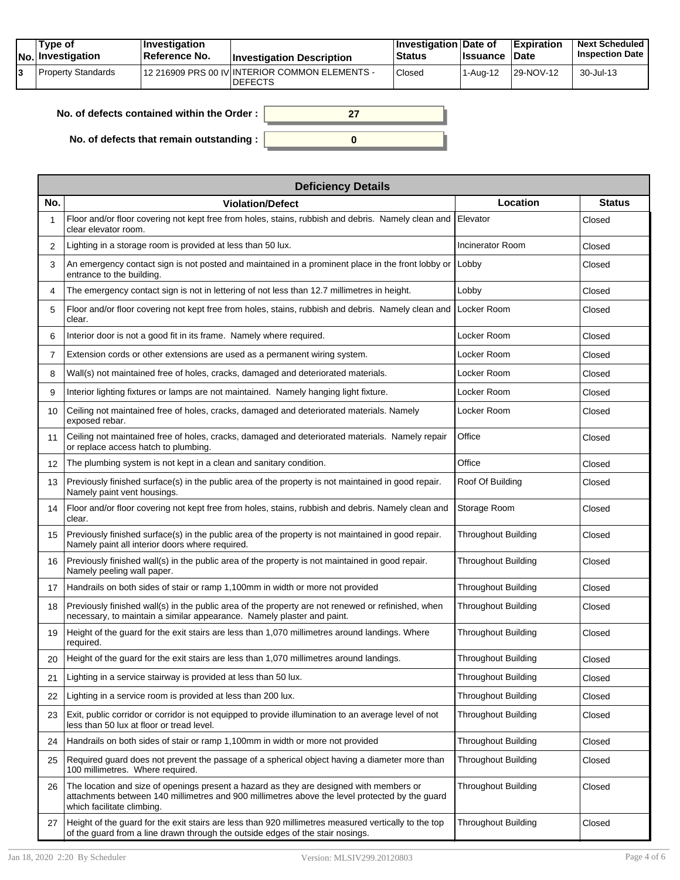| No. | Type of Investigation | Investigation Reference No. | Investigation Description | Investigation Status | Date of Issuance | Expiration Date | Next Scheduled Inspection Date |
|---|---|---|---|---|---|---|---|
| 3 | Property Standards | 12 216909 PRS 00 IV | INTERIOR COMMON ELEMENTS - DEFECTS | Closed | 1-Aug-12 | 29-NOV-12 | 30-Jul-13 |

**No. of defects contained within the Order :** 27

**No. of defects that remain outstanding :** 0

| Deficiency Details | | | |
|---|---|---|---|
| **No.** | **Violation/Defect** | **Location** | **Status** |
| 1 | Floor and/or floor covering not kept free from holes, stains, rubbish and debris. Namely clean and clear elevator room. | Elevator | Closed |
| 2 | Lighting in a storage room is provided at less than 50 lux. | Incinerator Room | Closed |
| 3 | An emergency contact sign is not posted and maintained in a prominent place in the front lobby or entrance to the building. | Lobby | Closed |
| 4 | The emergency contact sign is not in lettering of not less than 12.7 millimetres in height. | Lobby | Closed |
| 5 | Floor and/or floor covering not kept free from holes, stains, rubbish and debris. Namely clean and clear. | Locker Room | Closed |
| 6 | Interior door is not a good fit in its frame. Namely where required. | Locker Room | Closed |
| 7 | Extension cords or other extensions are used as a permanent wiring system. | Locker Room | Closed |
| 8 | Wall(s) not maintained free of holes, cracks, damaged and deteriorated materials. | Locker Room | Closed |
| 9 | Interior lighting fixtures or lamps are not maintained. Namely hanging light fixture. | Locker Room | Closed |
| 10 | Ceiling not maintained free of holes, cracks, damaged and deteriorated materials. Namely exposed rebar. | Locker Room | Closed |
| 11 | Ceiling not maintained free of holes, cracks, damaged and deteriorated materials. Namely repair or replace access hatch to plumbing. | Office | Closed |
| 12 | The plumbing system is not kept in a clean and sanitary condition. | Office | Closed |
| 13 | Previously finished surface(s) in the public area of the property is not maintained in good repair. Namely paint vent housings. | Roof Of Building | Closed |
| 14 | Floor and/or floor covering not kept free from holes, stains, rubbish and debris. Namely clean and clear. | Storage Room | Closed |
| 15 | Previously finished surface(s) in the public area of the property is not maintained in good repair. Namely paint all interior doors where required. | Throughout Building | Closed |
| 16 | Previously finished wall(s) in the public area of the property is not maintained in good repair. Namely peeling wall paper. | Throughout Building | Closed |
| 17 | Handrails on both sides of stair or ramp 1,100mm in width or more not provided | Throughout Building | Closed |
| 18 | Previously finished wall(s) in the public area of the property are not renewed or refinished, when necessary, to maintain a similar appearance. Namely plaster and paint. | Throughout Building | Closed |
| 19 | Height of the guard for the exit stairs are less than 1,070 millimetres around landings. Where required. | Throughout Building | Closed |
| 20 | Height of the guard for the exit stairs are less than 1,070 millimetres around landings. | Throughout Building | Closed |
| 21 | Lighting in a service stairway is provided at less than 50 lux. | Throughout Building | Closed |
| 22 | Lighting in a service room is provided at less than 200 lux. | Throughout Building | Closed |
| 23 | Exit, public corridor or corridor is not equipped to provide illumination to an average level of not less than 50 lux at floor or tread level. | Throughout Building | Closed |
| 24 | Handrails on both sides of stair or ramp 1,100mm in width or more not provided | Throughout Building | Closed |
| 25 | Required guard does not prevent the passage of a spherical object having a diameter more than 100 millimetres. Where required. | Throughout Building | Closed |
| 26 | The location and size of openings present a hazard as they are designed with members or attachments between 140 millimetres and 900 millimetres above the level protected by the guard which facilitate climbing. | Throughout Building | Closed |
| 27 | Height of the guard for the exit stairs are less than 920 millimetres measured vertically to the top of the guard from a line drawn through the outside edges of the stair nosings. | Throughout Building | Closed |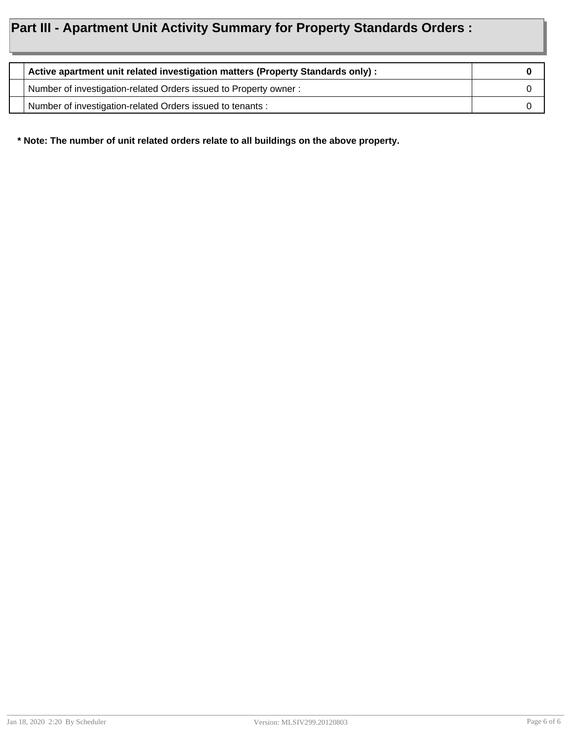## Part III - Apartment Unit Activity Summary for Property Standards Orders :

| | | |
|---|---|---|
| | **Active apartment unit related investigation matters (Property Standards only) :** | **0** |
| | Number of investigation-related Orders issued to Property owner : | 0 |
| | Number of investigation-related Orders issued to tenants : | 0 |

**\* Note: The number of unit related orders relate to all buildings on the above property.**